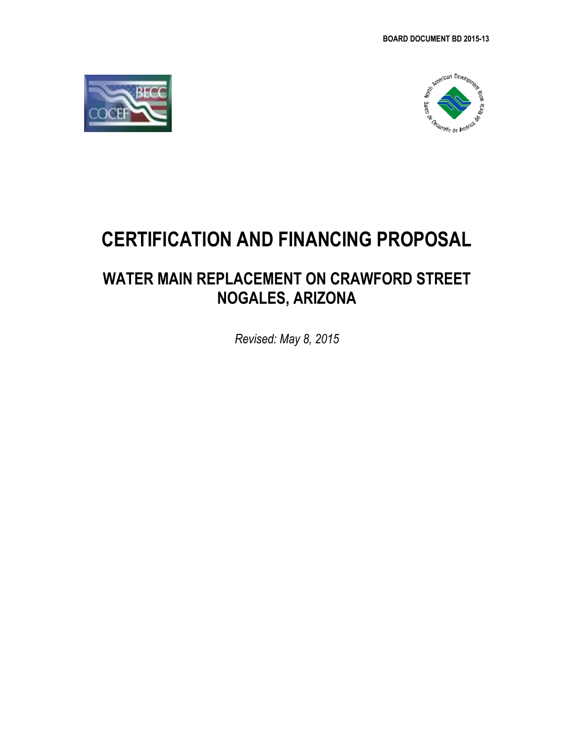BOARD DOCUMENT BD 2015-13

# CERTIFICATION AND FINANCING PROPOSAL

## WATER MAIN REPLACEMENT ON CRAWFORD STREET NOGALES, ARIZONA

*Revised: May 8, 2015*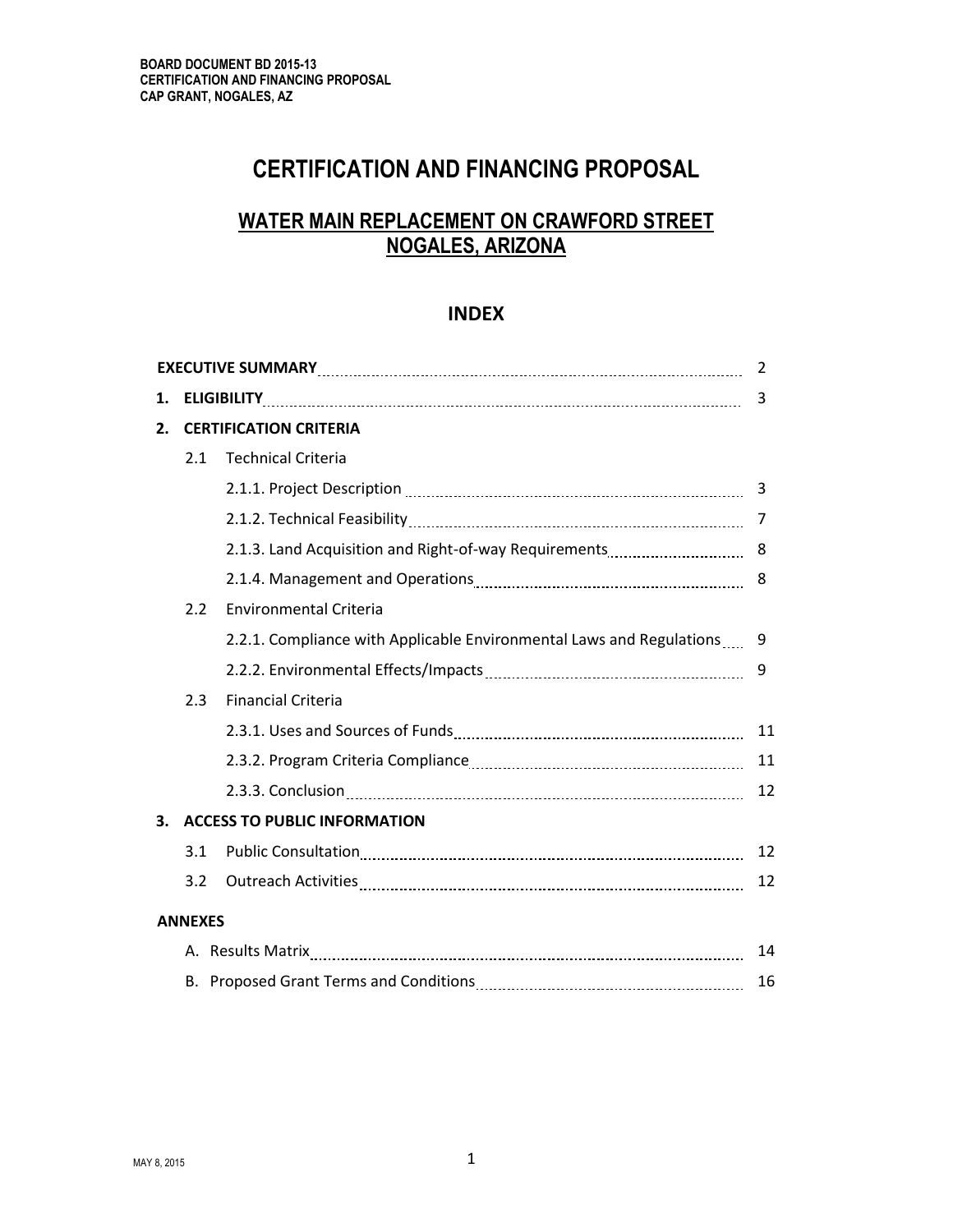# CERTIFICATION AND FINANCING PROPOSAL

## WATER MAIN REPLACEMENT ON CRAWFORD STREET NOGALES, ARIZONA

### INDEX

| | | |
|---|---|---|
| **EXECUTIVE SUMMARY** | | 2 |
| **1. ELIGIBILITY** | | 3 |
| **2. CERTIFICATION CRITERIA** | | |
| 2.1 Technical Criteria | | |
| | 2.1.1. Project Description | 3 |
| | 2.1.2. Technical Feasibility | 7 |
| | 2.1.3. Land Acquisition and Right-of-way Requirements | 8 |
| | 2.1.4. Management and Operations | 8 |
| 2.2 Environmental Criteria | | |
| | 2.2.1. Compliance with Applicable Environmental Laws and Regulations | 9 |
| | 2.2.2. Environmental Effects/Impacts | 9 |
| 2.3 Financial Criteria | | |
| | 2.3.1. Uses and Sources of Funds | 11 |
| | 2.3.2. Program Criteria Compliance | 11 |
| | 2.3.3. Conclusion | 12 |
| **3. ACCESS TO PUBLIC INFORMATION** | | |
| 3.1 Public Consultation | | 12 |
| 3.2 Outreach Activities | | 12 |
| **ANNEXES** | | |
| A. Results Matrix | | 14 |
| B. Proposed Grant Terms and Conditions | | 16 |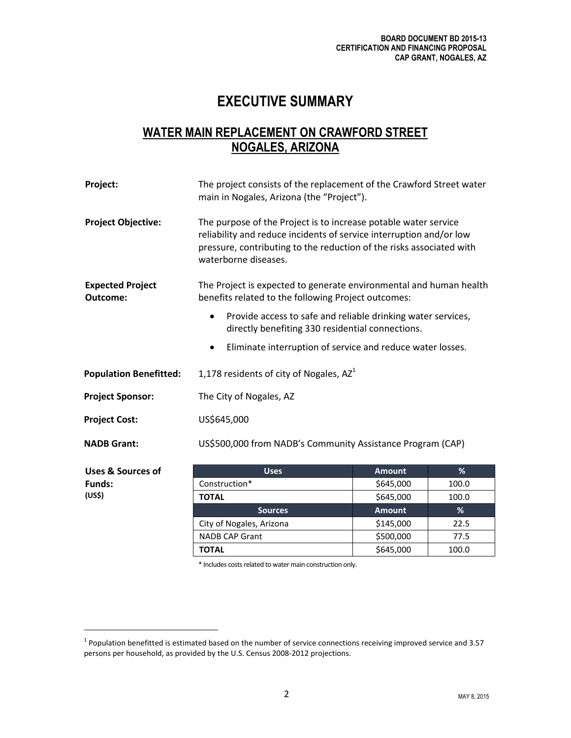# EXECUTIVE SUMMARY

## WATER MAIN REPLACEMENT ON CRAWFORD STREET NOGALES, ARIZONA

**Project:** The project consists of the replacement of the Crawford Street water main in Nogales, Arizona (the "Project").

**Project Objective:** The purpose of the Project is to increase potable water service reliability and reduce incidents of service interruption and/or low pressure, contributing to the reduction of the risks associated with waterborne diseases.

**Expected Project Outcome:** The Project is expected to generate environmental and human health benefits related to the following Project outcomes:

- Provide access to safe and reliable drinking water services, directly benefiting 330 residential connections.
- Eliminate interruption of service and reduce water losses.

**Population Benefitted:** 1,178 residents of city of Nogales, AZ[1]

**Project Sponsor:** The City of Nogales, AZ

**Project Cost:** US$645,000

**NADB Grant:** US$500,000 from NADB's Community Assistance Program (CAP)

**Uses & Sources of Funds: (US$)**

| Uses | Amount | % |
|---|---|---|
| Construction* | $645,000 | 100.0 |
| **TOTAL** | $645,000 | 100.0 |
| **Sources** | **Amount** | **%** |
| City of Nogales, Arizona | $145,000 | 22.5 |
| NADB CAP Grant | $500,000 | 77.5 |
| **TOTAL** | $645,000 | 100.0 |

* Includes costs related to water main construction only.

[1] Population benefitted is estimated based on the number of service connections receiving improved service and 3.57 persons per household, as provided by the U.S. Census 2008-2012 projections.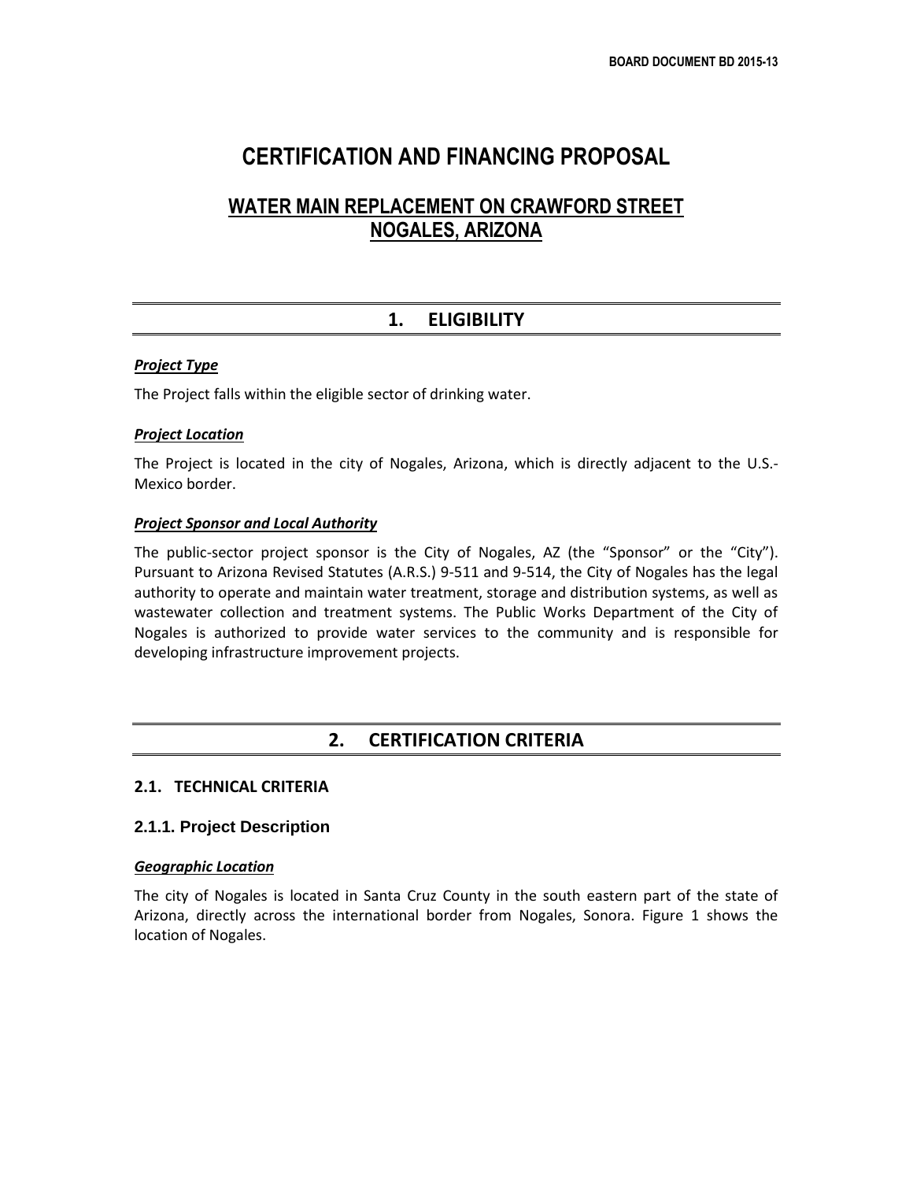# CERTIFICATION AND FINANCING PROPOSAL

## WATER MAIN REPLACEMENT ON CRAWFORD STREET NOGALES, ARIZONA

## 1. ELIGIBILITY

***Project Type***

The Project falls within the eligible sector of drinking water.

***Project Location***

The Project is located in the city of Nogales, Arizona, which is directly adjacent to the U.S.-Mexico border.

***Project Sponsor and Local Authority***

The public-sector project sponsor is the City of Nogales, AZ (the "Sponsor" or the "City"). Pursuant to Arizona Revised Statutes (A.R.S.) 9-511 and 9-514, the City of Nogales has the legal authority to operate and maintain water treatment, storage and distribution systems, as well as wastewater collection and treatment systems. The Public Works Department of the City of Nogales is authorized to provide water services to the community and is responsible for developing infrastructure improvement projects.

## 2. CERTIFICATION CRITERIA

### 2.1. TECHNICAL CRITERIA

### 2.1.1. Project Description

***Geographic Location***

The city of Nogales is located in Santa Cruz County in the south eastern part of the state of Arizona, directly across the international border from Nogales, Sonora. Figure 1 shows the location of Nogales.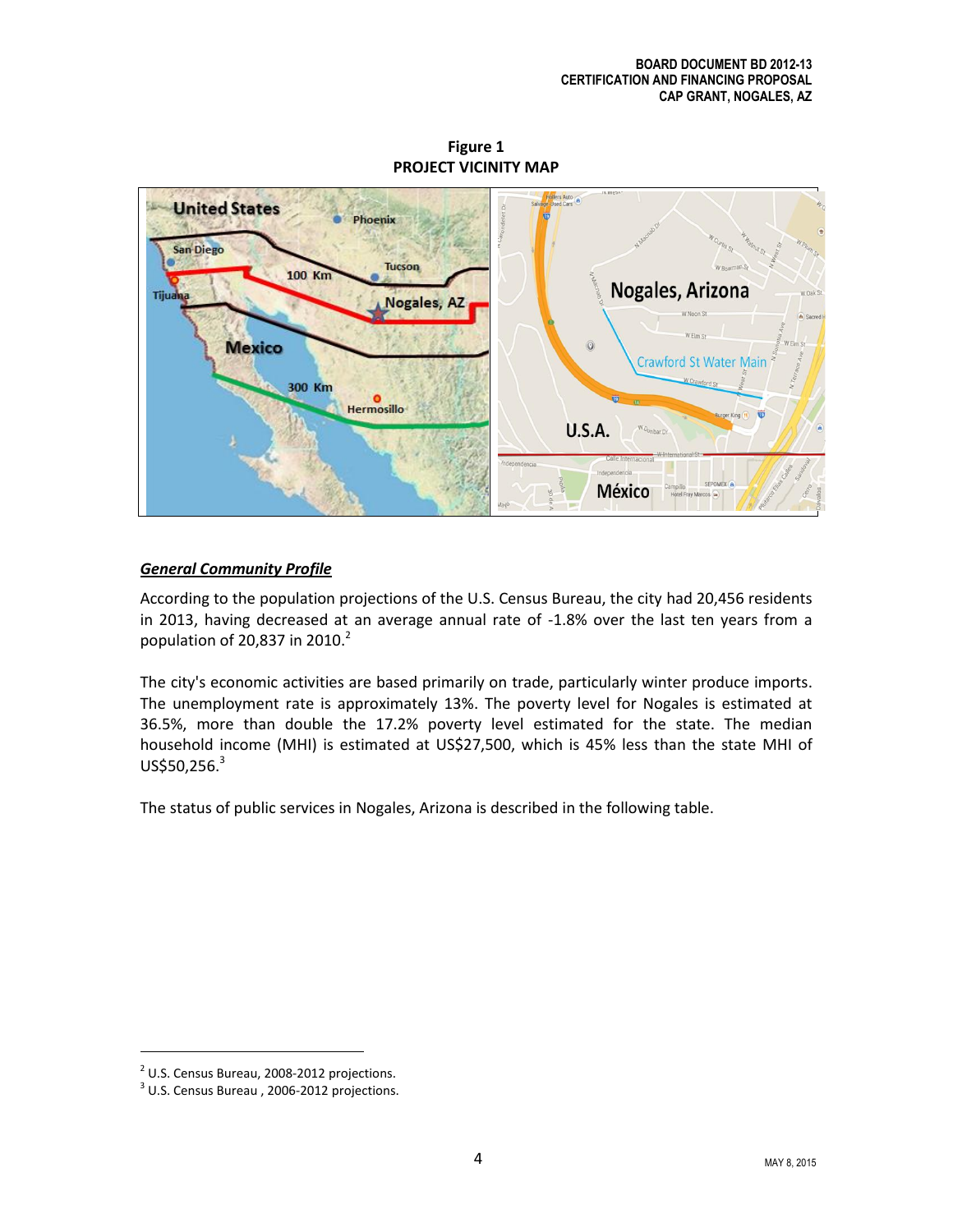**Figure 1**
**PROJECT VICINITY MAP**

### *General Community Profile*

According to the population projections of the U.S. Census Bureau, the city had 20,456 residents in 2013, having decreased at an average annual rate of -1.8% over the last ten years from a population of 20,837 in 2010.[2]

The city's economic activities are based primarily on trade, particularly winter produce imports. The unemployment rate is approximately 13%. The poverty level for Nogales is estimated at 36.5%, more than double the 17.2% poverty level estimated for the state. The median household income (MHI) is estimated at US$27,500, which is 45% less than the state MHI of US$50,256.[3]

The status of public services in Nogales, Arizona is described in the following table.

---

[2] U.S. Census Bureau, 2008-2012 projections.

[3] U.S. Census Bureau , 2006-2012 projections.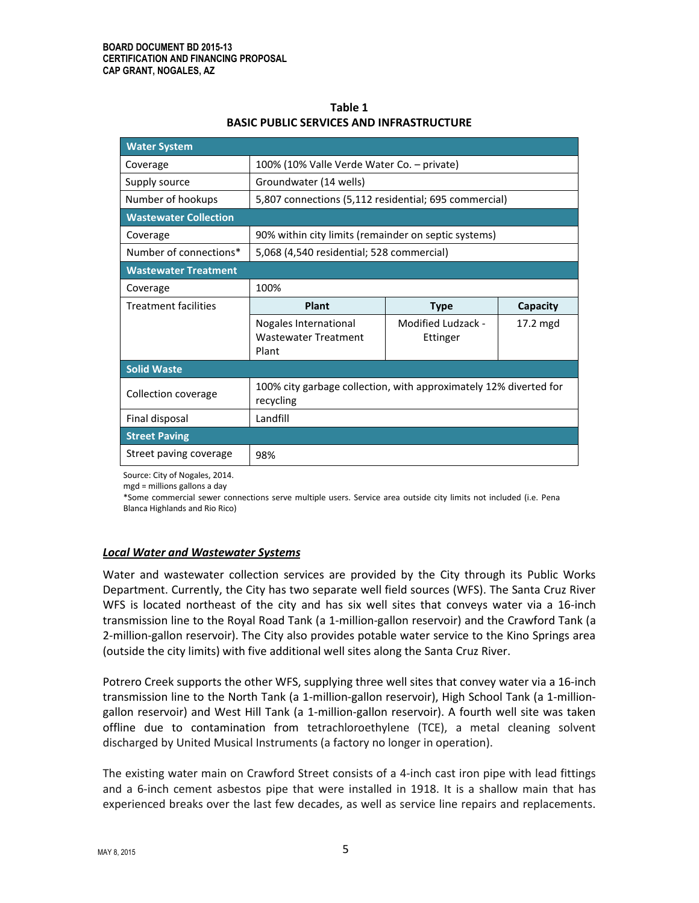**Table 1**
**BASIC PUBLIC SERVICES AND INFRASTRUCTURE**

| **Water System** | | | |
|---|---|---|---|
| Coverage | 100% (10% Valle Verde Water Co. – private) | | |
| Supply source | Groundwater (14 wells) | | |
| Number of hookups | 5,807 connections (5,112 residential; 695 commercial) | | |
| **Wastewater Collection** | | | |
| Coverage | 90% within city limits (remainder on septic systems) | | |
| Number of connections* | 5,068 (4,540 residential; 528 commercial) | | |
| **Wastewater Treatment** | | | |
| Coverage | 100% | | |
| Treatment facilities | **Plant** | **Type** | **Capacity** |
| | Nogales International Wastewater Treatment Plant | Modified Ludzack - Ettinger | 17.2 mgd |
| **Solid Waste** | | | |
| Collection coverage | 100% city garbage collection, with approximately 12% diverted for recycling | | |
| Final disposal | Landfill | | |
| **Street Paving** | | | |
| Street paving coverage | 98% | | |

Source: City of Nogales, 2014.
mgd = millions gallons a day
*Some commercial sewer connections serve multiple users. Service area outside city limits not included (i.e. Pena Blanca Highlands and Rio Rico)

***Local Water and Wastewater Systems***

Water and wastewater collection services are provided by the City through its Public Works Department. Currently, the City has two separate well field sources (WFS). The Santa Cruz River WFS is located northeast of the city and has six well sites that conveys water via a 16-inch transmission line to the Royal Road Tank (a 1-million-gallon reservoir) and the Crawford Tank (a 2-million-gallon reservoir). The City also provides potable water service to the Kino Springs area (outside the city limits) with five additional well sites along the Santa Cruz River.

Potrero Creek supports the other WFS, supplying three well sites that convey water via a 16-inch transmission line to the North Tank (a 1-million-gallon reservoir), High School Tank (a 1-million-gallon reservoir) and West Hill Tank (a 1-million-gallon reservoir). A fourth well site was taken offline due to contamination from tetrachloroethylene (TCE), a metal cleaning solvent discharged by United Musical Instruments (a factory no longer in operation).

The existing water main on Crawford Street consists of a 4-inch cast iron pipe with lead fittings and a 6-inch cement asbestos pipe that were installed in 1918. It is a shallow main that has experienced breaks over the last few decades, as well as service line repairs and replacements.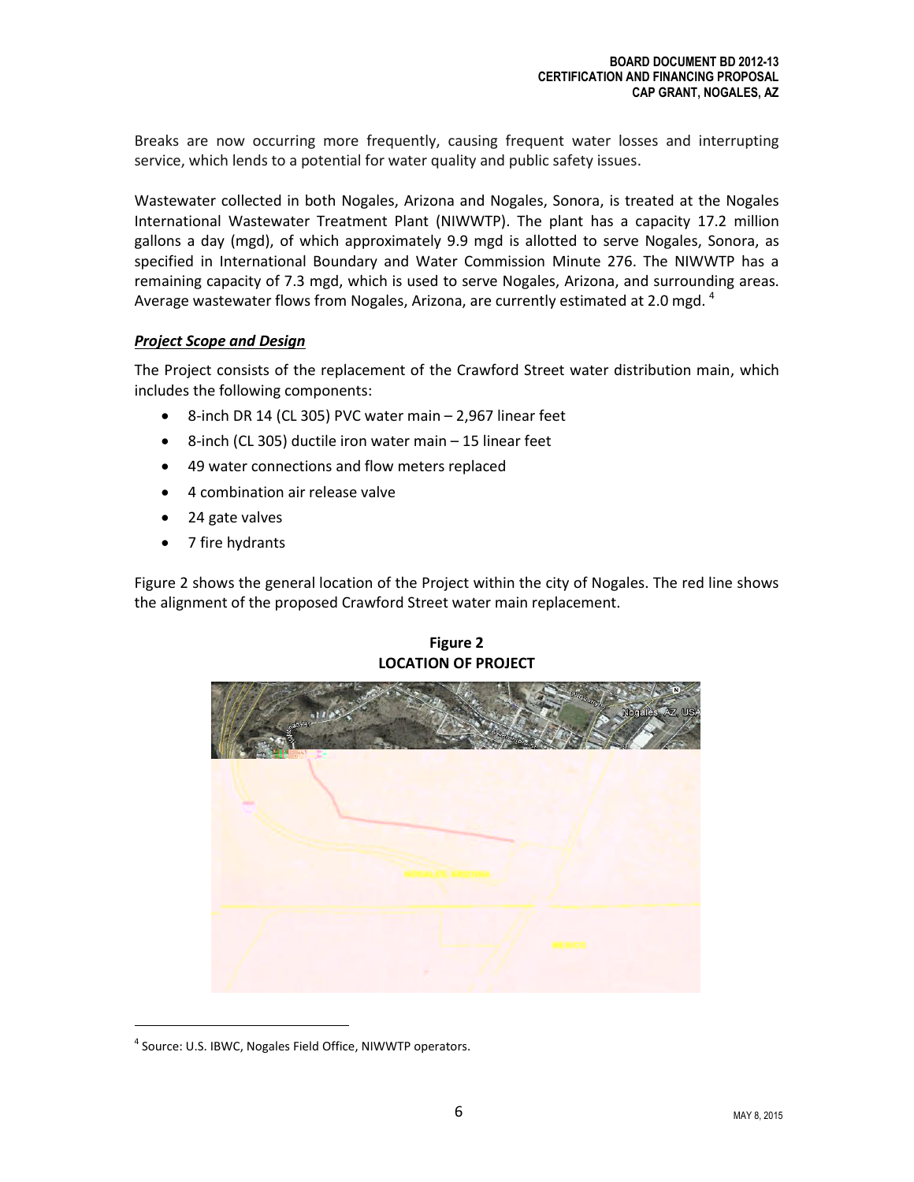Breaks are now occurring more frequently, causing frequent water losses and interrupting service, which lends to a potential for water quality and public safety issues.

Wastewater collected in both Nogales, Arizona and Nogales, Sonora, is treated at the Nogales International Wastewater Treatment Plant (NIWWTP). The plant has a capacity 17.2 million gallons a day (mgd), of which approximately 9.9 mgd is allotted to serve Nogales, Sonora, as specified in International Boundary and Water Commission Minute 276. The NIWWTP has a remaining capacity of 7.3 mgd, which is used to serve Nogales, Arizona, and surrounding areas. Average wastewater flows from Nogales, Arizona, are currently estimated at 2.0 mgd. [4]

***Project Scope and Design***

The Project consists of the replacement of the Crawford Street water distribution main, which includes the following components:

- 8-inch DR 14 (CL 305) PVC water main – 2,967 linear feet
- 8-inch (CL 305) ductile iron water main – 15 linear feet
- 49 water connections and flow meters replaced
- 4 combination air release valve
- 24 gate valves
- 7 fire hydrants

Figure 2 shows the general location of the Project within the city of Nogales. The red line shows the alignment of the proposed Crawford Street water main replacement.

**Figure 2**
**LOCATION OF PROJECT**

[4] Source: U.S. IBWC, Nogales Field Office, NIWWTP operators.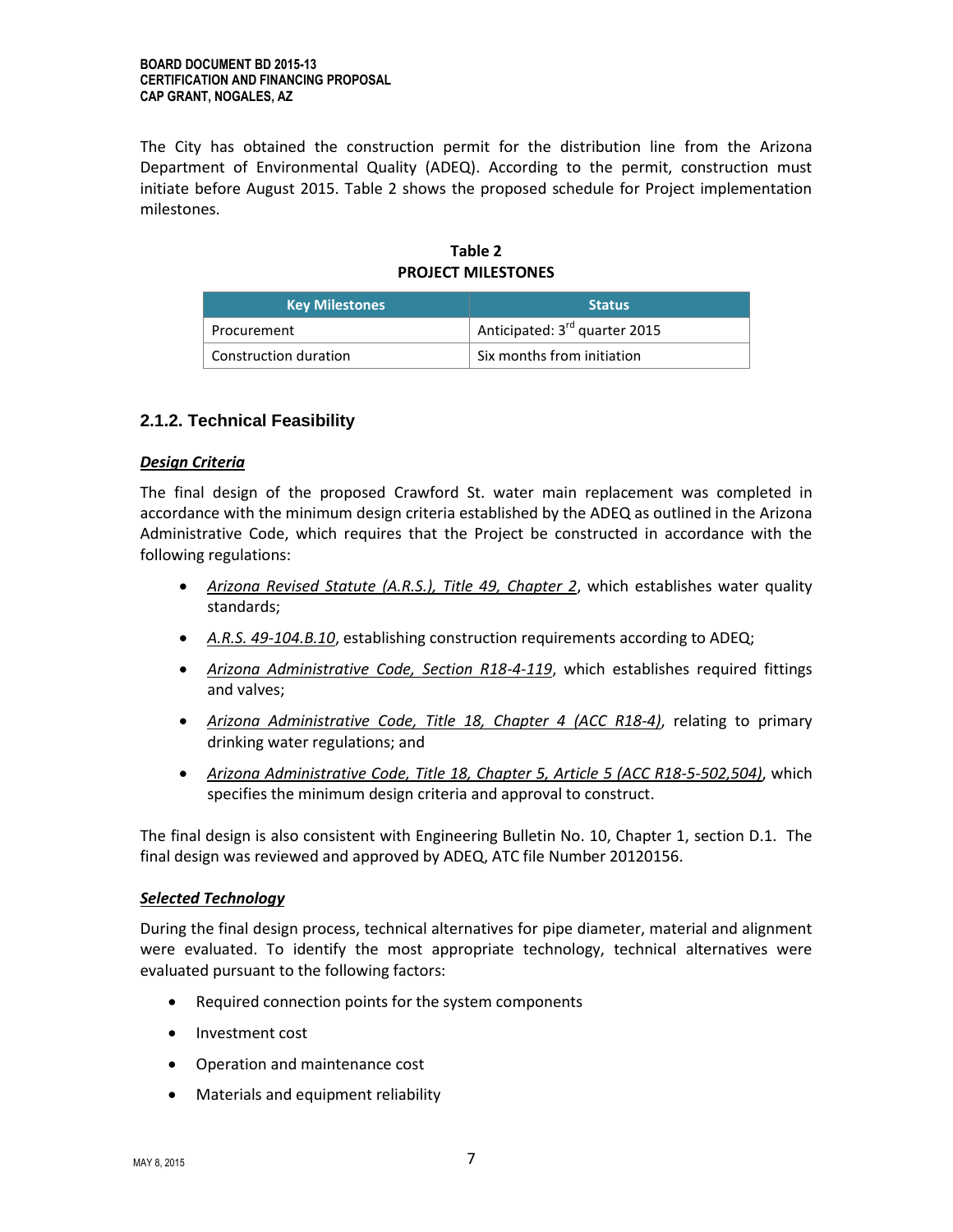The City has obtained the construction permit for the distribution line from the Arizona Department of Environmental Quality (ADEQ). According to the permit, construction must initiate before August 2015. Table 2 shows the proposed schedule for Project implementation milestones.

**Table 2**
**PROJECT MILESTONES**

| Key Milestones | Status |
|---|---|
| Procurement | Anticipated: 3rd quarter 2015 |
| Construction duration | Six months from initiation |

### 2.1.2. Technical Feasibility

***Design Criteria***

The final design of the proposed Crawford St. water main replacement was completed in accordance with the minimum design criteria established by the ADEQ as outlined in the Arizona Administrative Code, which requires that the Project be constructed in accordance with the following regulations:

- *Arizona Revised Statute (A.R.S.), Title 49, Chapter 2*, which establishes water quality standards;
- *A.R.S. 49-104.B.10*, establishing construction requirements according to ADEQ;
- *Arizona Administrative Code, Section R18-4-119*, which establishes required fittings and valves;
- *Arizona Administrative Code, Title 18, Chapter 4 (ACC R18-4)*, relating to primary drinking water regulations; and
- *Arizona Administrative Code, Title 18, Chapter 5, Article 5 (ACC R18-5-502,504)*, which specifies the minimum design criteria and approval to construct.

The final design is also consistent with Engineering Bulletin No. 10, Chapter 1, section D.1. The final design was reviewed and approved by ADEQ, ATC file Number 20120156.

***Selected Technology***

During the final design process, technical alternatives for pipe diameter, material and alignment were evaluated. To identify the most appropriate technology, technical alternatives were evaluated pursuant to the following factors:

- Required connection points for the system components
- Investment cost
- Operation and maintenance cost
- Materials and equipment reliability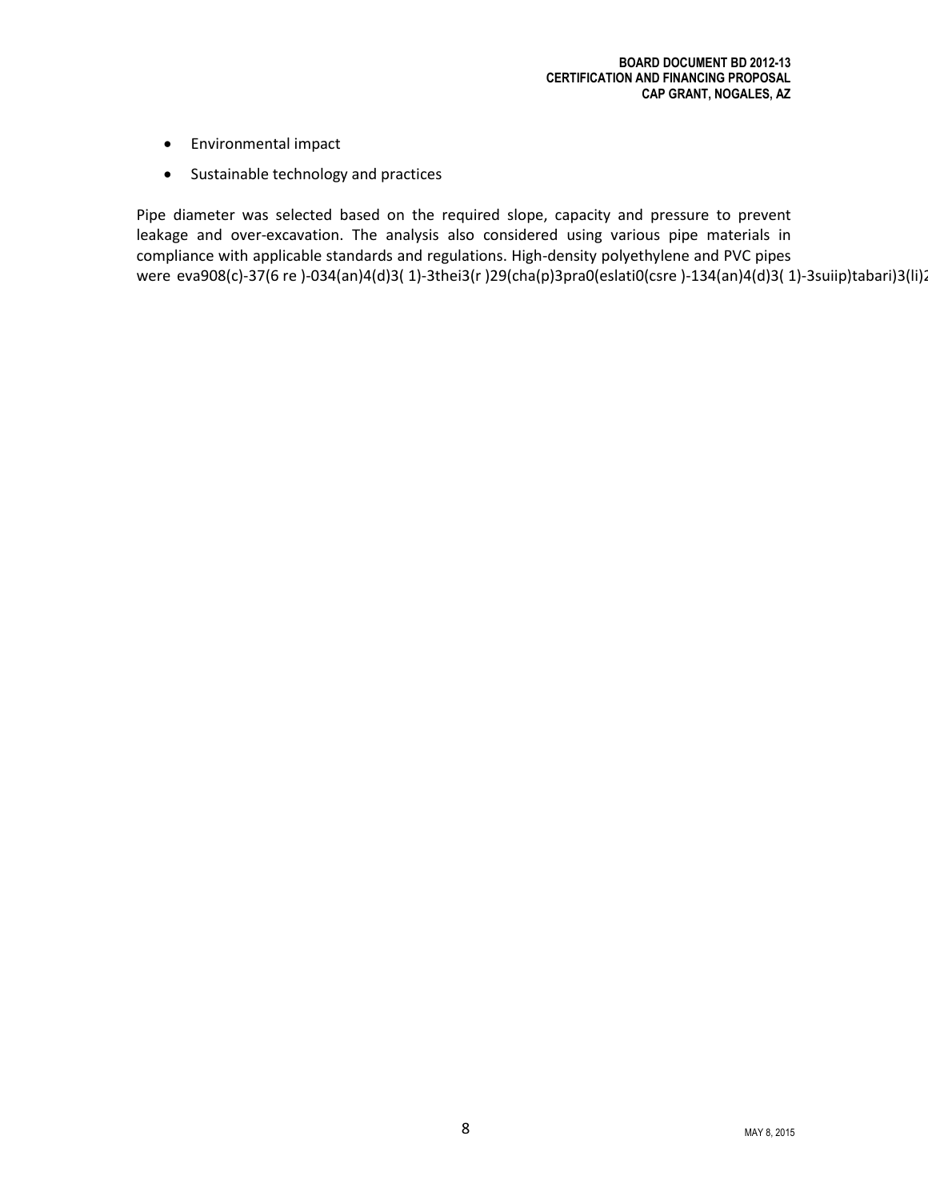- Environmental impact
- Sustainable technology and practices

Pipe diameter was selected based on the required slope, capacity and pressure to prevent leakage and over-excavation. The analysis also considered using various pipe materials in compliance with applicable standards and regulations. High-density polyethylene and PVC pipes were eva908(c)-37(6 re )-034(an)4(d)3( 1)-3thei3(r )29(cha(p)3pra0(eslati0(csre )-134(an)4(d)3( 1)-3suiip)tabari)3(li)2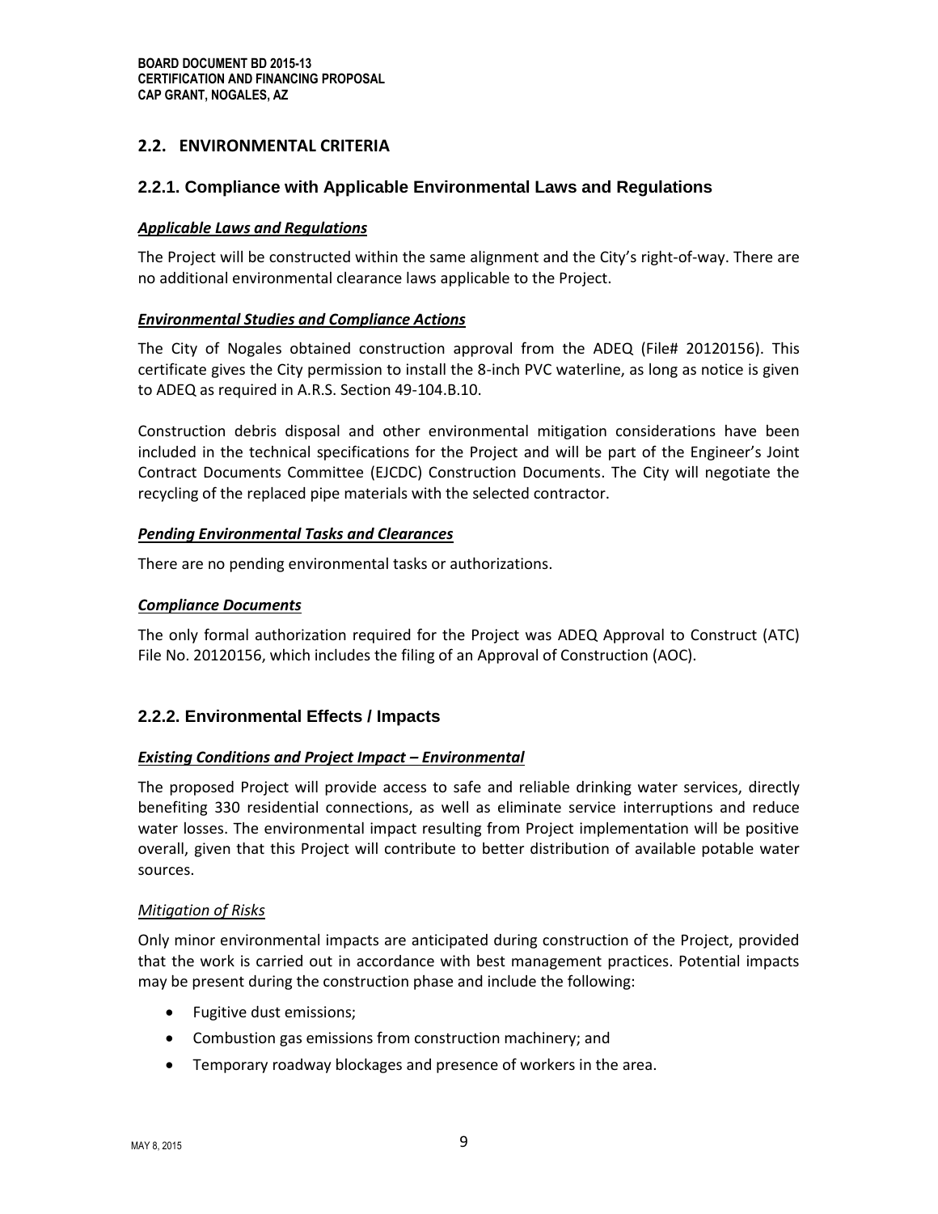## 2.2. ENVIRONMENTAL CRITERIA

### 2.2.1. Compliance with Applicable Environmental Laws and Regulations

***Applicable Laws and Regulations***

The Project will be constructed within the same alignment and the City's right-of-way. There are no additional environmental clearance laws applicable to the Project.

***Environmental Studies and Compliance Actions***

The City of Nogales obtained construction approval from the ADEQ (File# 20120156). This certificate gives the City permission to install the 8-inch PVC waterline, as long as notice is given to ADEQ as required in A.R.S. Section 49-104.B.10.

Construction debris disposal and other environmental mitigation considerations have been included in the technical specifications for the Project and will be part of the Engineer's Joint Contract Documents Committee (EJCDC) Construction Documents. The City will negotiate the recycling of the replaced pipe materials with the selected contractor.

***Pending Environmental Tasks and Clearances***

There are no pending environmental tasks or authorizations.

***Compliance Documents***

The only formal authorization required for the Project was ADEQ Approval to Construct (ATC) File No. 20120156, which includes the filing of an Approval of Construction (AOC).

### 2.2.2. Environmental Effects / Impacts

***Existing Conditions and Project Impact – Environmental***

The proposed Project will provide access to safe and reliable drinking water services, directly benefiting 330 residential connections, as well as eliminate service interruptions and reduce water losses. The environmental impact resulting from Project implementation will be positive overall, given that this Project will contribute to better distribution of available potable water sources.

*Mitigation of Risks*

Only minor environmental impacts are anticipated during construction of the Project, provided that the work is carried out in accordance with best management practices. Potential impacts may be present during the construction phase and include the following:

- Fugitive dust emissions;
- Combustion gas emissions from construction machinery; and
- Temporary roadway blockages and presence of workers in the area.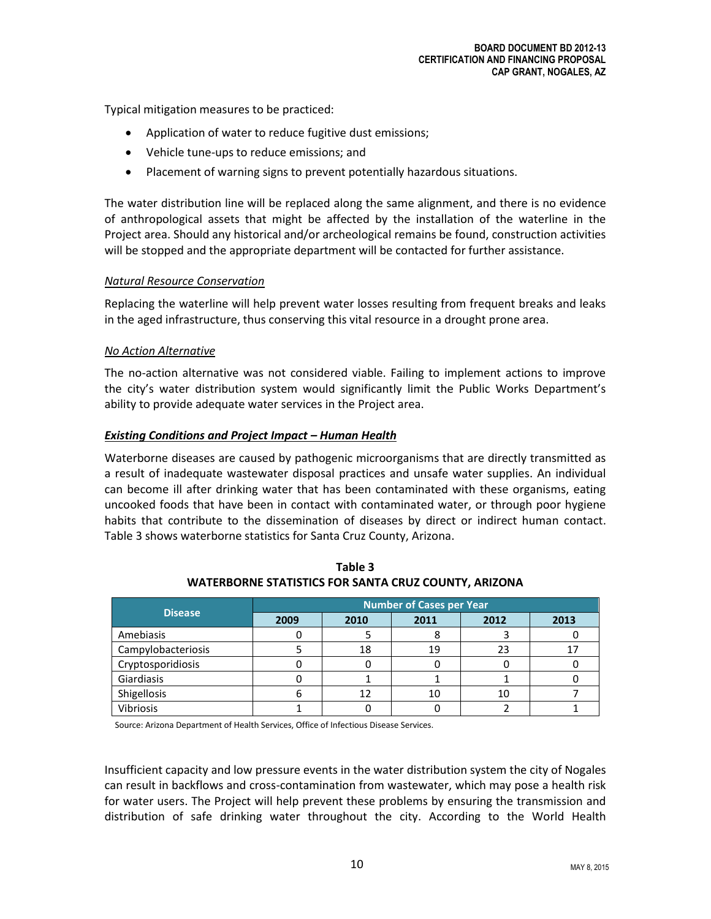Typical mitigation measures to be practiced:

- Application of water to reduce fugitive dust emissions;
- Vehicle tune-ups to reduce emissions; and
- Placement of warning signs to prevent potentially hazardous situations.

The water distribution line will be replaced along the same alignment, and there is no evidence of anthropological assets that might be affected by the installation of the waterline in the Project area. Should any historical and/or archeological remains be found, construction activities will be stopped and the appropriate department will be contacted for further assistance.

*Natural Resource Conservation*

Replacing the waterline will help prevent water losses resulting from frequent breaks and leaks in the aged infrastructure, thus conserving this vital resource in a drought prone area.

*No Action Alternative*

The no-action alternative was not considered viable. Failing to implement actions to improve the city's water distribution system would significantly limit the Public Works Department's ability to provide adequate water services in the Project area.

***Existing Conditions and Project Impact – Human Health***

Waterborne diseases are caused by pathogenic microorganisms that are directly transmitted as a result of inadequate wastewater disposal practices and unsafe water supplies. An individual can become ill after drinking water that has been contaminated with these organisms, eating uncooked foods that have been in contact with contaminated water, or through poor hygiene habits that contribute to the dissemination of diseases by direct or indirect human contact. Table 3 shows waterborne statistics for Santa Cruz County, Arizona.

**Table 3**
**WATERBORNE STATISTICS FOR SANTA CRUZ COUNTY, ARIZONA**

| Disease | Number of Cases per Year | | | | |
|---|---|---|---|---|---|
| | 2009 | 2010 | 2011 | 2012 | 2013 |
| Amebiasis | 0 | 5 | 8 | 3 | 0 |
| Campylobacteriosis | 5 | 18 | 19 | 23 | 17 |
| Cryptosporidiosis | 0 | 0 | 0 | 0 | 0 |
| Giardiasis | 0 | 1 | 1 | 1 | 0 |
| Shigellosis | 6 | 12 | 10 | 10 | 7 |
| Vibriosis | 1 | 0 | 0 | 2 | 1 |

Source: Arizona Department of Health Services, Office of Infectious Disease Services.

Insufficient capacity and low pressure events in the water distribution system the city of Nogales can result in backflows and cross-contamination from wastewater, which may pose a health risk for water users. The Project will help prevent these problems by ensuring the transmission and distribution of safe drinking water throughout the city. According to the World Health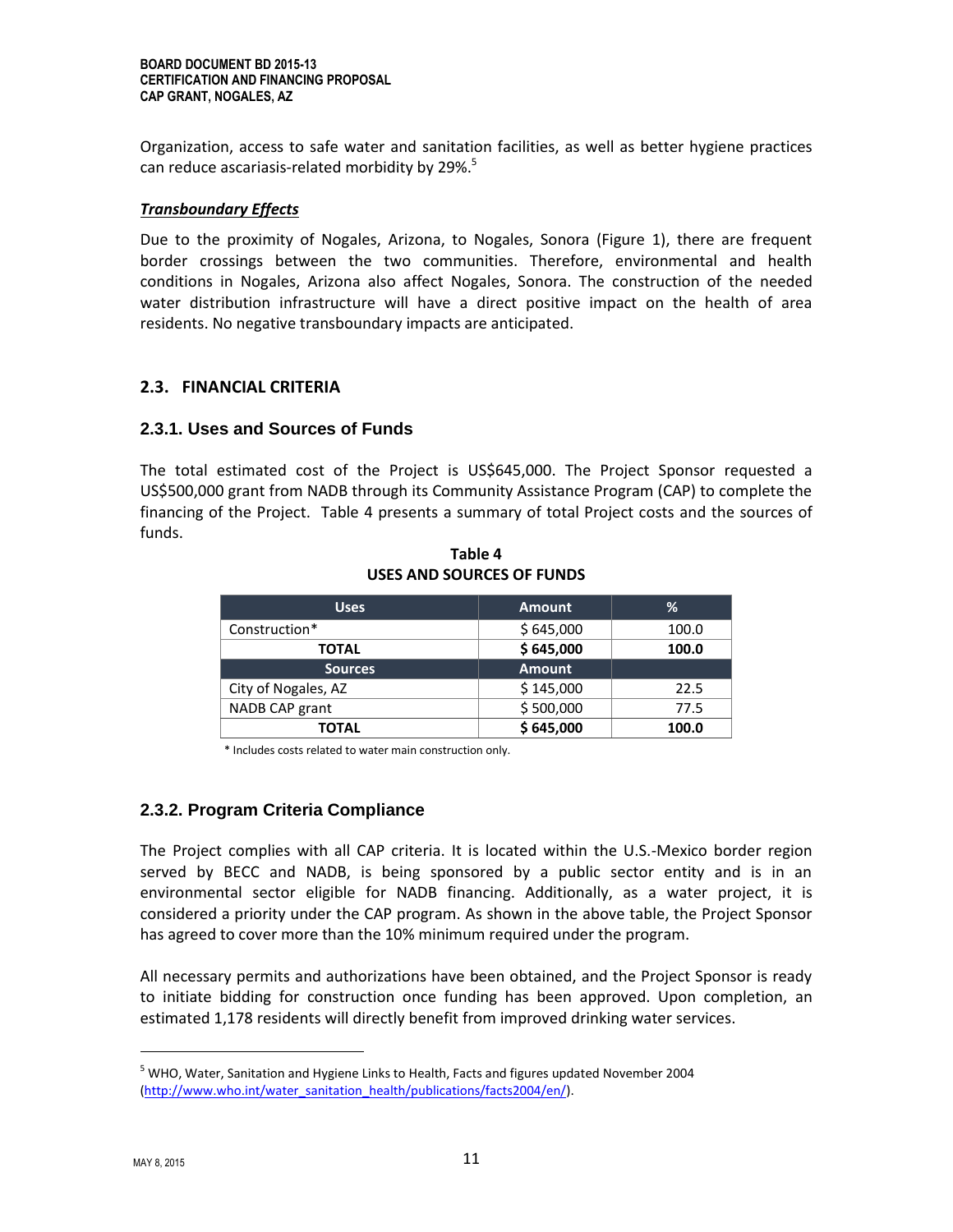Organization, access to safe water and sanitation facilities, as well as better hygiene practices can reduce ascariasis-related morbidity by 29%.[5]

***Transboundary Effects***

Due to the proximity of Nogales, Arizona, to Nogales, Sonora (Figure 1), there are frequent border crossings between the two communities. Therefore, environmental and health conditions in Nogales, Arizona also affect Nogales, Sonora. The construction of the needed water distribution infrastructure will have a direct positive impact on the health of area residents. No negative transboundary impacts are anticipated.

## 2.3. FINANCIAL CRITERIA

### 2.3.1. Uses and Sources of Funds

The total estimated cost of the Project is US$645,000. The Project Sponsor requested a US$500,000 grant from NADB through its Community Assistance Program (CAP) to complete the financing of the Project. Table 4 presents a summary of total Project costs and the sources of funds.

**Table 4**
**USES AND SOURCES OF FUNDS**

| Uses | Amount | % |
|---|---|---|
| Construction* | $ 645,000 | 100.0 |
| **TOTAL** | **$ 645,000** | **100.0** |
| **Sources** | **Amount** | |
| City of Nogales, AZ | $ 145,000 | 22.5 |
| NADB CAP grant | $ 500,000 | 77.5 |
| **TOTAL** | **$ 645,000** | **100.0** |

\* Includes costs related to water main construction only.

### 2.3.2. Program Criteria Compliance

The Project complies with all CAP criteria. It is located within the U.S.-Mexico border region served by BECC and NADB, is being sponsored by a public sector entity and is in an environmental sector eligible for NADB financing. Additionally, as a water project, it is considered a priority under the CAP program. As shown in the above table, the Project Sponsor has agreed to cover more than the 10% minimum required under the program.

All necessary permits and authorizations have been obtained, and the Project Sponsor is ready to initiate bidding for construction once funding has been approved. Upon completion, an estimated 1,178 residents will directly benefit from improved drinking water services.

[5] WHO, Water, Sanitation and Hygiene Links to Health, Facts and figures updated November 2004 (http://www.who.int/water_sanitation_health/publications/facts2004/en/).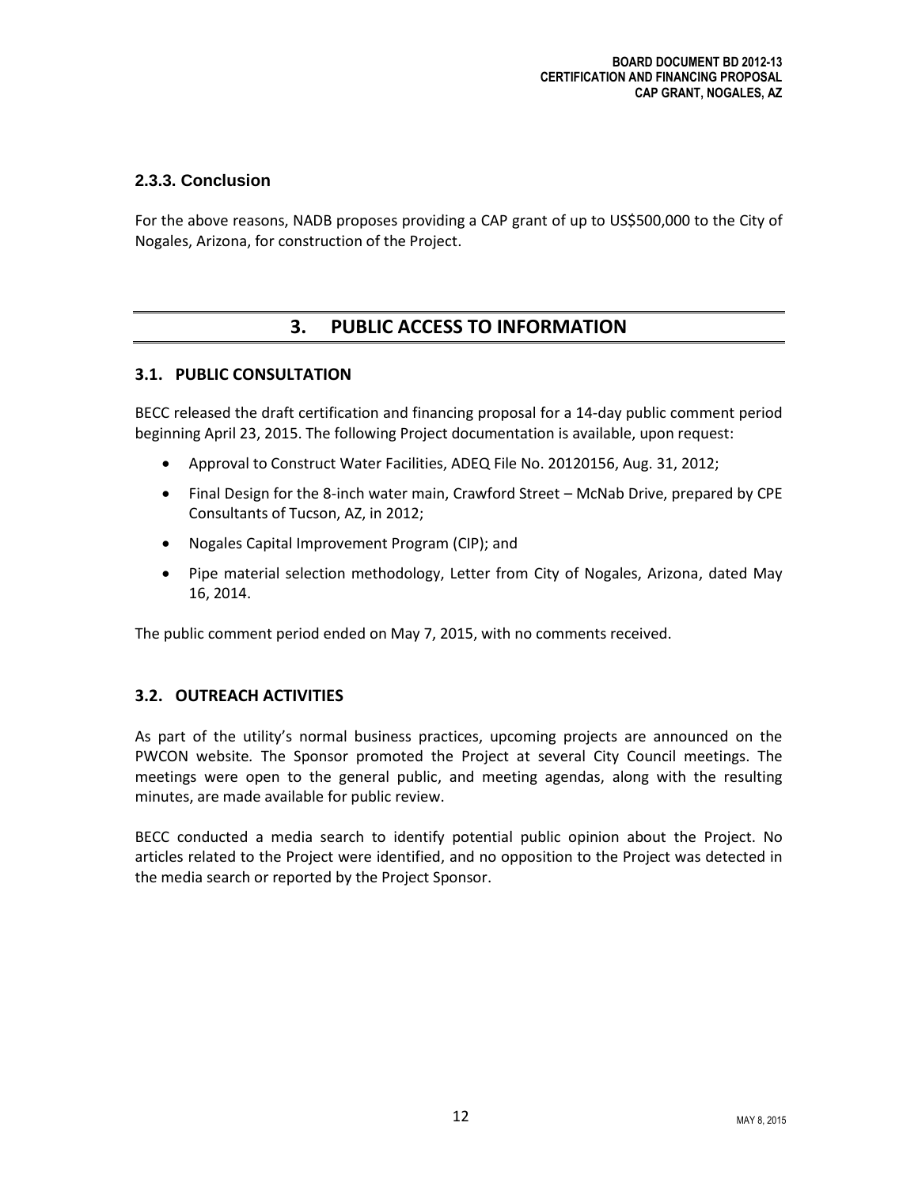### 2.3.3. Conclusion

For the above reasons, NADB proposes providing a CAP grant of up to US$500,000 to the City of Nogales, Arizona, for construction of the Project.

## 3. PUBLIC ACCESS TO INFORMATION

### 3.1. PUBLIC CONSULTATION

BECC released the draft certification and financing proposal for a 14-day public comment period beginning April 23, 2015. The following Project documentation is available, upon request:

- Approval to Construct Water Facilities, ADEQ File No. 20120156, Aug. 31, 2012;
- Final Design for the 8-inch water main, Crawford Street – McNab Drive, prepared by CPE Consultants of Tucson, AZ, in 2012;
- Nogales Capital Improvement Program (CIP); and
- Pipe material selection methodology, Letter from City of Nogales, Arizona, dated May 16, 2014.

The public comment period ended on May 7, 2015, with no comments received.

### 3.2. OUTREACH ACTIVITIES

As part of the utility's normal business practices, upcoming projects are announced on the PWCON website. The Sponsor promoted the Project at several City Council meetings. The meetings were open to the general public, and meeting agendas, along with the resulting minutes, are made available for public review.

BECC conducted a media search to identify potential public opinion about the Project. No articles related to the Project were identified, and no opposition to the Project was detected in the media search or reported by the Project Sponsor.